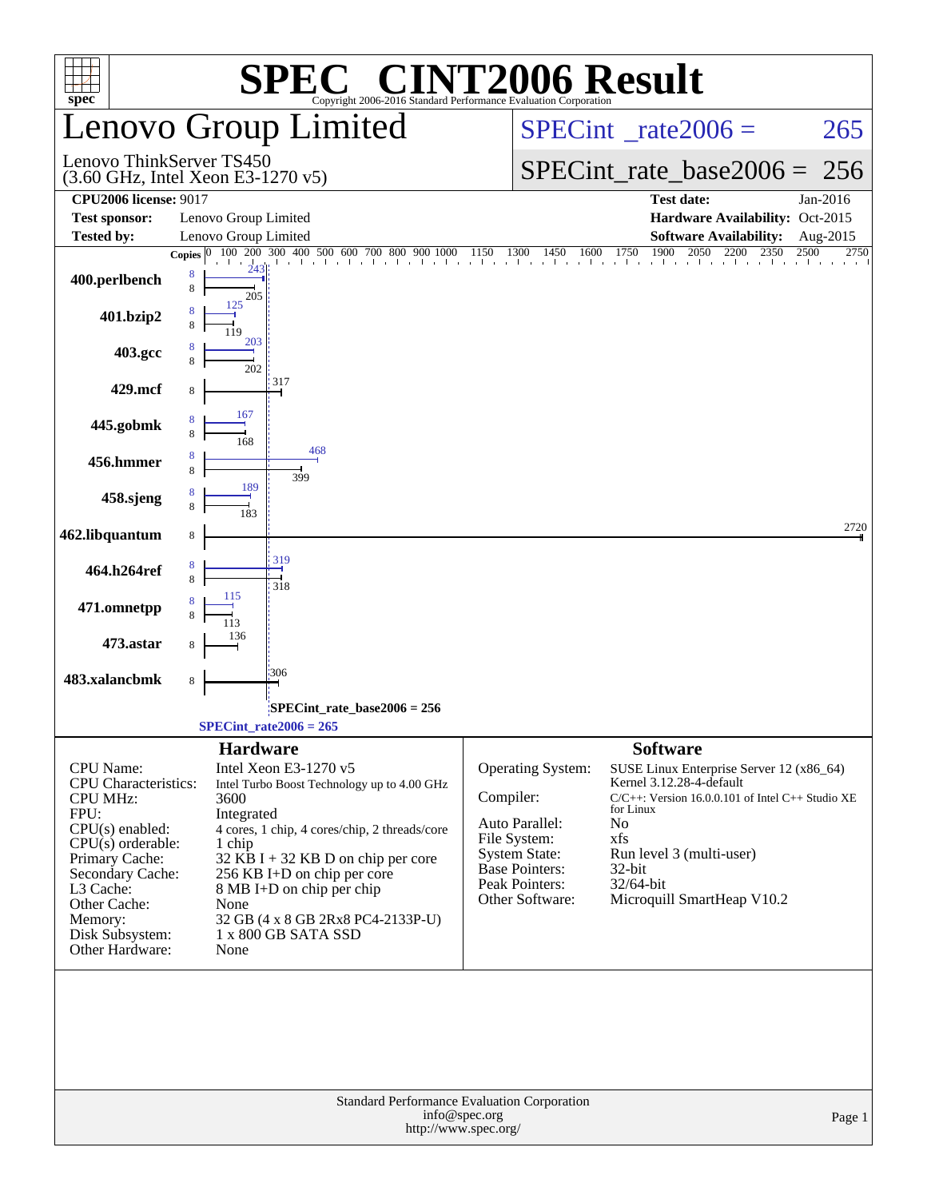# SPEC® CINT2006 Result

Copyright 2006-2016 Standard Performance Evaluation Corporation

## Lenovo Group Limited

Lenovo ThinkServer TS450
(3.60 GHz, Intel Xeon E3-1270 v5)

SPECint_rate2006 = 265

SPECint_rate_base2006 = 256

| | | | |
|---|---|---|---|
| **CPU2006 license:** 9017 | | **Test date:** | Jan-2016 |
| **Test sponsor:** | Lenovo Group Limited | **Hardware Availability:** | Oct-2015 |
| **Tested by:** | Lenovo Group Limited | **Software Availability:** | Aug-2015 |

| Benchmark | Copies | Peak | Base |
|---|---|---|---|
| 400.perlbench | 8 | 243 | 205 |
| 401.bzip2 | 8 | 125 | 119 |
| 403.gcc | 8 | 203 | 202 |
| 429.mcf | 8 | | 317 |
| 445.gobmk | 8 | 167 | 168 |
| 456.hmmer | 8 | 468 | 399 |
| 458.sjeng | 8 | 189 | 183 |
| 462.libquantum | 8 | | 2720 |
| 464.h264ref | 8 | 319 | 318 |
| 471.omnetpp | 8 | 115 | 113 |
| 473.astar | 8 | | 136 |
| 483.xalancbmk | 8 | | 306 |

SPECint_rate_base2006 = 256

SPECint_rate2006 = 265

### Hardware

| | |
|---|---|
| CPU Name: | Intel Xeon E3-1270 v5 |
| CPU Characteristics: | Intel Turbo Boost Technology up to 4.00 GHz |
| CPU MHz: | 3600 |
| FPU: | Integrated |
| CPU(s) enabled: | 4 cores, 1 chip, 4 cores/chip, 2 threads/core |
| CPU(s) orderable: | 1 chip |
| Primary Cache: | 32 KB I + 32 KB D on chip per core |
| Secondary Cache: | 256 KB I+D on chip per core |
| L3 Cache: | 8 MB I+D on chip per chip |
| Other Cache: | None |
| Memory: | 32 GB (4 x 8 GB 2Rx8 PC4-2133P-U) |
| Disk Subsystem: | 1 x 800 GB SATA SSD |
| Other Hardware: | None |

### Software

| | |
|---|---|
| Operating System: | SUSE Linux Enterprise Server 12 (x86_64) Kernel 3.12.28-4-default |
| Compiler: | C/C++: Version 16.0.0.101 of Intel C++ Studio XE for Linux |
| Auto Parallel: | No |
| File System: | xfs |
| System State: | Run level 3 (multi-user) |
| Base Pointers: | 32-bit |
| Peak Pointers: | 32/64-bit |
| Other Software: | Microquill SmartHeap V10.2 |

Standard Performance Evaluation Corporation
info@spec.org
http://www.spec.org/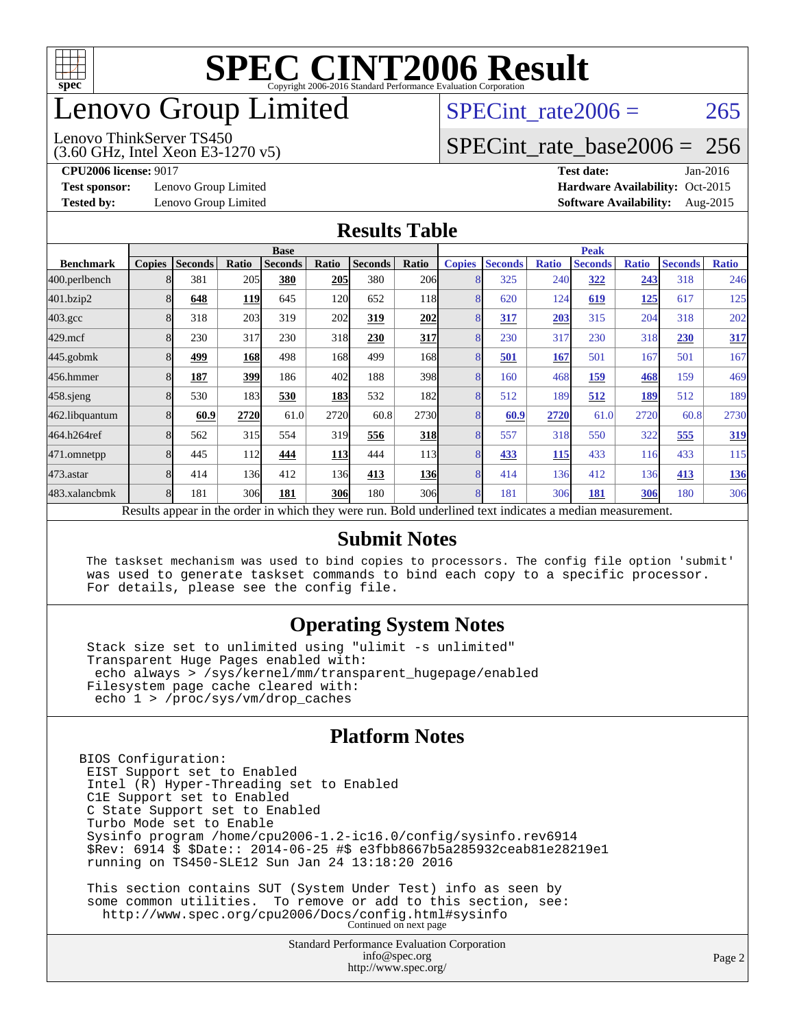# SPEC CINT2006 Result

Copyright 2006-2016 Standard Performance Evaluation Corporation

# Lenovo Group Limited

Lenovo ThinkServer TS450
(3.60 GHz, Intel Xeon E3-1270 v5)

SPECint_rate2006 = 265

SPECint_rate_base2006 = 256

**CPU2006 license:** 9017
**Test sponsor:** Lenovo Group Limited
**Tested by:** Lenovo Group Limited

**Test date:** Jan-2016
**Hardware Availability:** Oct-2015
**Software Availability:** Aug-2015

## Results Table

| Benchmark | Base | | | | | | | Peak | | | | | | |
|---|---|---|---|---|---|---|---|---|---|---|---|---|---|---|
| | Copies | Seconds | Ratio | Seconds | Ratio | Seconds | Ratio | Copies | Seconds | Ratio | Seconds | Ratio | Seconds | Ratio |
| 400.perlbench | 8 | 381 | 205 | **380** | **205** | 380 | 206 | 8 | 325 | 240 | **322** | **243** | 318 | 246 |
| 401.bzip2 | 8 | **648** | **119** | 645 | 120 | 652 | 118 | 8 | 620 | 124 | **619** | **125** | 617 | 125 |
| 403.gcc | 8 | 318 | 203 | 319 | 202 | **319** | **202** | 8 | **317** | **203** | 315 | 204 | 318 | 202 |
| 429.mcf | 8 | 230 | 317 | 230 | 318 | **230** | **317** | 8 | 230 | 317 | 230 | 318 | **230** | **317** |
| 445.gobmk | 8 | **499** | **168** | 498 | 168 | 499 | 168 | 8 | **501** | **167** | 501 | 167 | 501 | 167 |
| 456.hmmer | 8 | **187** | **399** | 186 | 402 | 188 | 398 | 8 | 160 | 468 | **159** | **468** | 159 | 469 |
| 458.sjeng | 8 | 530 | 183 | **530** | **183** | 532 | 182 | 8 | 512 | 189 | **512** | **189** | 512 | 189 |
| 462.libquantum | 8 | **60.9** | **2720** | 61.0 | 2720 | 60.8 | 2730 | 8 | **60.9** | **2720** | 61.0 | 2720 | 60.8 | 2730 |
| 464.h264ref | 8 | 562 | 315 | 554 | 319 | **556** | **318** | 8 | 557 | 318 | 550 | 322 | **555** | **319** |
| 471.omnetpp | 8 | 445 | 112 | **444** | **113** | 444 | 113 | 8 | **433** | **115** | 433 | 116 | 433 | 115 |
| 473.astar | 8 | 414 | 136 | 412 | 136 | **413** | **136** | 8 | 414 | 136 | 412 | 136 | **413** | **136** |
| 483.xalancbmk | 8 | 181 | 306 | **181** | **306** | 180 | 306 | 8 | 181 | 306 | **181** | **306** | 180 | 306 |

Results appear in the order in which they were run. Bold underlined text indicates a median measurement.

## Submit Notes

```
The taskset mechanism was used to bind copies to processors. The config file option 'submit'
was used to generate taskset commands to bind each copy to a specific processor.
For details, please see the config file.
```

## Operating System Notes

```
Stack size set to unlimited using "ulimit -s unlimited"
Transparent Huge Pages enabled with:
 echo always > /sys/kernel/mm/transparent_hugepage/enabled
Filesystem page cache cleared with:
 echo 1 > /proc/sys/vm/drop_caches
```

## Platform Notes

```
BIOS Configuration:
 EIST Support set to Enabled
 Intel (R) Hyper-Threading set to Enabled
 C1E Support set to Enabled
 C State Support set to Enabled
 Turbo Mode set to Enable
 Sysinfo program /home/cpu2006-1.2-ic16.0/config/sysinfo.rev6914
 $Rev: 6914 $ $Date:: 2014-06-25 #$ e3fbb8667b5a285932ceab81e28219e1
 running on TS450-SLE12 Sun Jan 24 13:18:20 2016

 This section contains SUT (System Under Test) info as seen by
 some common utilities.  To remove or add to this section, see:
   http://www.spec.org/cpu2006/Docs/config.html#sysinfo
```

Continued on next page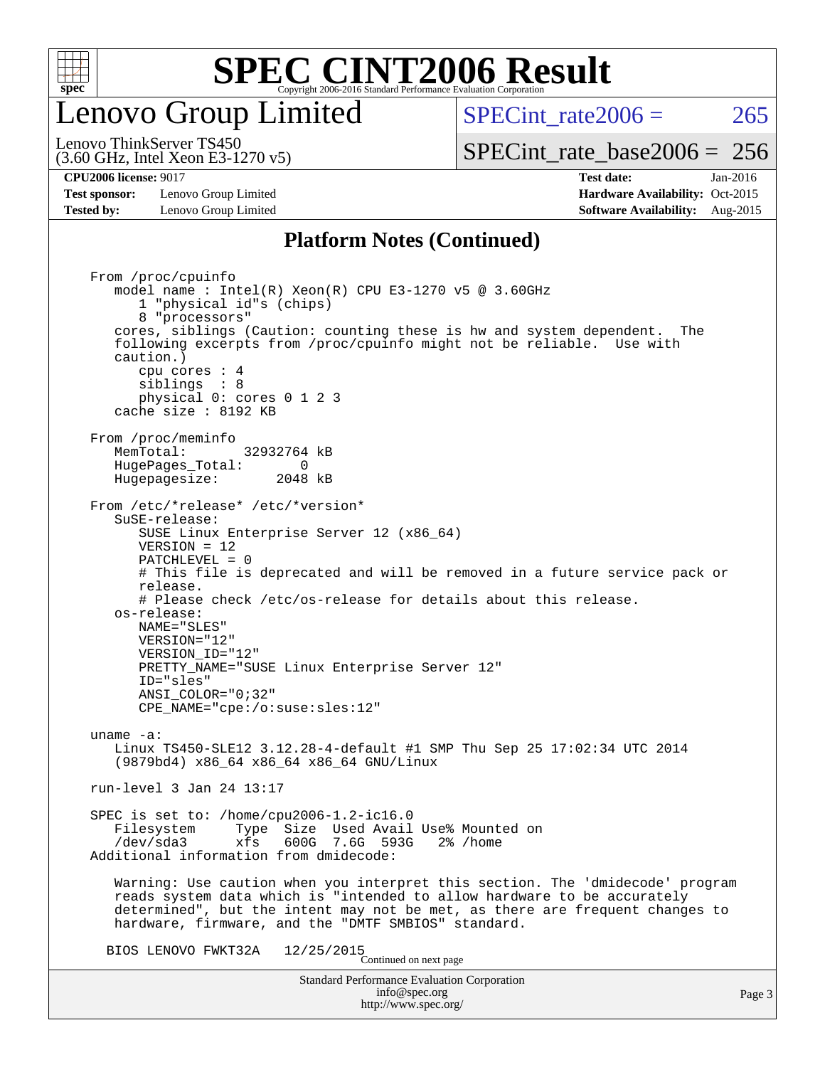# SPEC CINT2006 Result

## Lenovo Group Limited

Lenovo ThinkServer TS450
(3.60 GHz, Intel Xeon E3-1270 v5)

SPECint_rate2006 = 265

SPECint_rate_base2006 = 256

**CPU2006 license:** 9017
**Test sponsor:** Lenovo Group Limited
**Tested by:** Lenovo Group Limited

**Test date:** Jan-2016
**Hardware Availability:** Oct-2015
**Software Availability:** Aug-2015

### Platform Notes (Continued)

```
From /proc/cpuinfo
   model name : Intel(R) Xeon(R) CPU E3-1270 v5 @ 3.60GHz
      1 "physical id"s (chips)
      8 "processors"
   cores, siblings (Caution: counting these is hw and system dependent.  The
   following excerpts from /proc/cpuinfo might not be reliable.  Use with
   caution.)
      cpu cores : 4
      siblings  : 8
      physical 0: cores 0 1 2 3
   cache size : 8192 KB

From /proc/meminfo
   MemTotal:       32932764 kB
   HugePages_Total:       0
   Hugepagesize:       2048 kB

From /etc/*release* /etc/*version*
   SuSE-release:
      SUSE Linux Enterprise Server 12 (x86_64)
      VERSION = 12
      PATCHLEVEL = 0
      # This file is deprecated and will be removed in a future service pack or
      release.
      # Please check /etc/os-release for details about this release.
   os-release:
      NAME="SLES"
      VERSION="12"
      VERSION_ID="12"
      PRETTY_NAME="SUSE Linux Enterprise Server 12"
      ID="sles"
      ANSI_COLOR="0;32"
      CPE_NAME="cpe:/o:suse:sles:12"

uname -a:
   Linux TS450-SLE12 3.12.28-4-default #1 SMP Thu Sep 25 17:02:34 UTC 2014
   (9879bd4) x86_64 x86_64 x86_64 GNU/Linux

run-level 3 Jan 24 13:17

SPEC is set to: /home/cpu2006-1.2-ic16.0
   Filesystem     Type  Size  Used Avail Use% Mounted on
   /dev/sda3      xfs   600G  7.6G  593G   2% /home
Additional information from dmidecode:

   Warning: Use caution when you interpret this section. The 'dmidecode' program
   reads system data which is "intended to allow hardware to be accurately
   determined", but the intent may not be met, as there are frequent changes to
   hardware, firmware, and the "DMTF SMBIOS" standard.

  BIOS LENOVO FWKT32A    12/25/2015
```

Continued on next page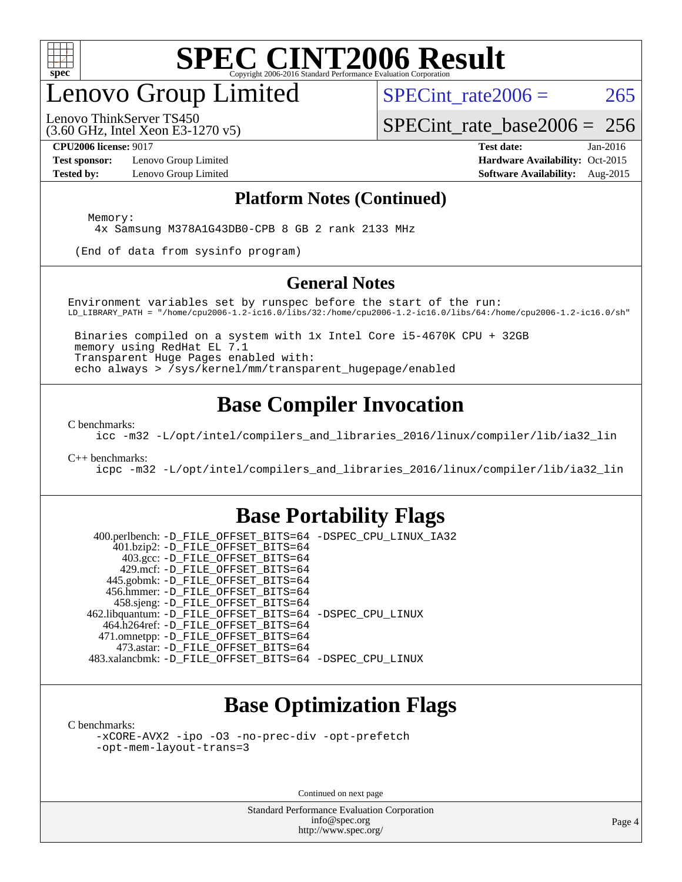## Platform Notes (Continued)

```
Memory:
 4x Samsung M378A1G43DB0-CPB 8 GB 2 rank 2133 MHz

(End of data from sysinfo program)
```

## General Notes

```
Environment variables set by runspec before the start of the run:
LD_LIBRARY_PATH = "/home/cpu2006-1.2-ic16.0/libs/32:/home/cpu2006-1.2-ic16.0/libs/64:/home/cpu2006-1.2-ic16.0/sh"

 Binaries compiled on a system with 1x Intel Core i5-4670K CPU + 32GB
 memory using RedHat EL 7.1
 Transparent Huge Pages enabled with:
 echo always > /sys/kernel/mm/transparent_hugepage/enabled
```

## Base Compiler Invocation

C benchmarks:

```
icc -m32 -L/opt/intel/compilers_and_libraries_2016/linux/compiler/lib/ia32_lin
```

C++ benchmarks:

```
icpc -m32 -L/opt/intel/compilers_and_libraries_2016/linux/compiler/lib/ia32_lin
```

## Base Portability Flags

| Benchmark | Flags |
|---|---|
| 400.perlbench: | -D_FILE_OFFSET_BITS=64 -DSPEC_CPU_LINUX_IA32 |
| 401.bzip2: | -D_FILE_OFFSET_BITS=64 |
| 403.gcc: | -D_FILE_OFFSET_BITS=64 |
| 429.mcf: | -D_FILE_OFFSET_BITS=64 |
| 445.gobmk: | -D_FILE_OFFSET_BITS=64 |
| 456.hmmer: | -D_FILE_OFFSET_BITS=64 |
| 458.sjeng: | -D_FILE_OFFSET_BITS=64 |
| 462.libquantum: | -D_FILE_OFFSET_BITS=64 -DSPEC_CPU_LINUX |
| 464.h264ref: | -D_FILE_OFFSET_BITS=64 |
| 471.omnetpp: | -D_FILE_OFFSET_BITS=64 |
| 473.astar: | -D_FILE_OFFSET_BITS=64 |
| 483.xalancbmk: | -D_FILE_OFFSET_BITS=64 -DSPEC_CPU_LINUX |

## Base Optimization Flags

C benchmarks:

```
-xCORE-AVX2 -ipo -O3 -no-prec-div -opt-prefetch
-opt-mem-layout-trans=3
```

Continued on next page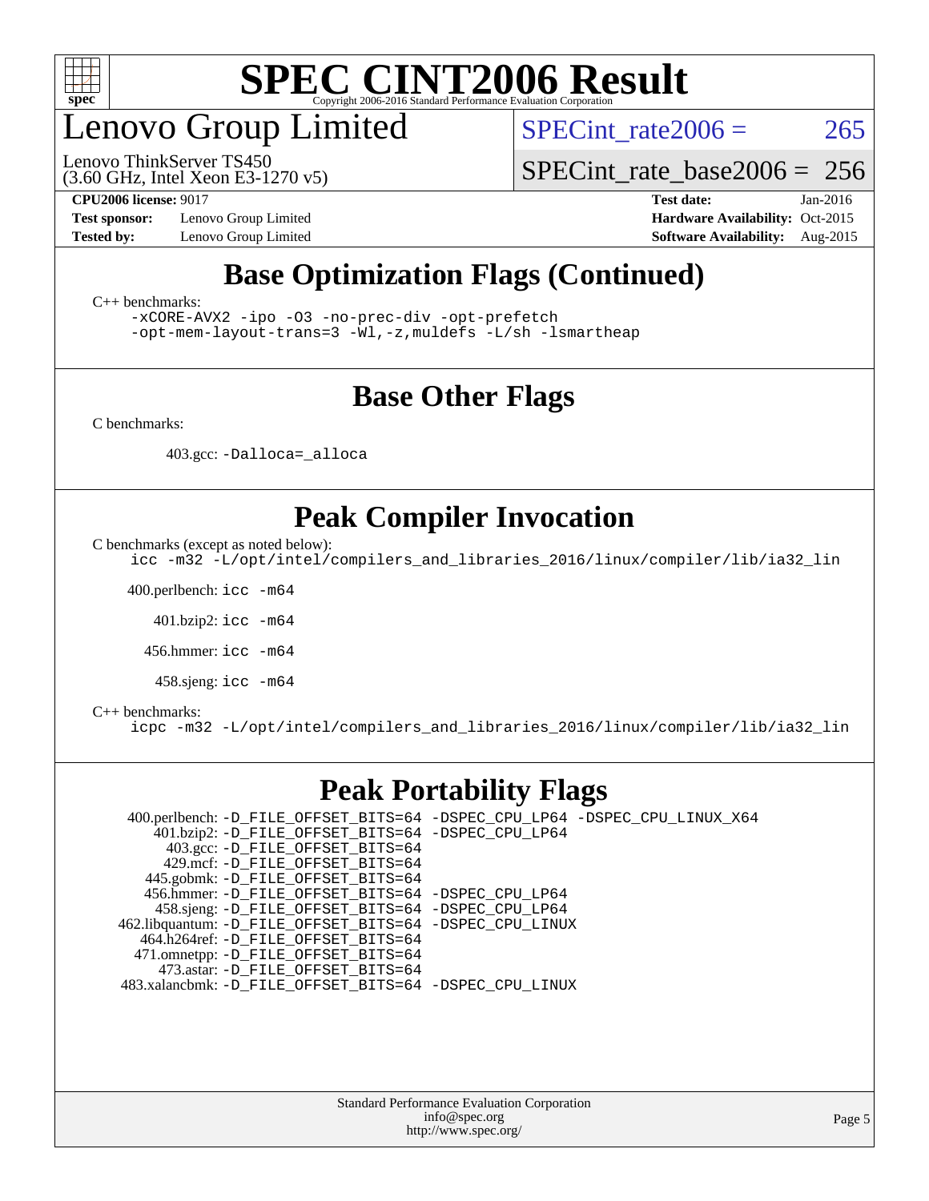# SPEC CINT2006 Result

Copyright 2006-2016 Standard Performance Evaluation Corporation

## Lenovo Group Limited

Lenovo ThinkServer TS450
(3.60 GHz, Intel Xeon E3-1270 v5)

SPECint_rate2006 = 265

SPECint_rate_base2006 = 256

**CPU2006 license:** 9017
**Test sponsor:** Lenovo Group Limited
**Tested by:** Lenovo Group Limited

**Test date:** Jan-2016
**Hardware Availability:** Oct-2015
**Software Availability:** Aug-2015

## Base Optimization Flags (Continued)

C++ benchmarks:

```
-xCORE-AVX2 -ipo -O3 -no-prec-div -opt-prefetch
-opt-mem-layout-trans=3 -Wl,-z,muldefs -L/sh -lsmartheap
```

## Base Other Flags

C benchmarks:

403.gcc: `-Dalloca=_alloca`

## Peak Compiler Invocation

C benchmarks (except as noted below):

```
icc -m32 -L/opt/intel/compilers_and_libraries_2016/linux/compiler/lib/ia32_lin
```

400.perlbench: `icc -m64`

401.bzip2: `icc -m64`

456.hmmer: `icc -m64`

458.sjeng: `icc -m64`

C++ benchmarks:

```
icpc -m32 -L/opt/intel/compilers_and_libraries_2016/linux/compiler/lib/ia32_lin
```

## Peak Portability Flags

400.perlbench: `-D_FILE_OFFSET_BITS=64 -DSPEC_CPU_LP64 -DSPEC_CPU_LINUX_X64`
401.bzip2: `-D_FILE_OFFSET_BITS=64 -DSPEC_CPU_LP64`
403.gcc: `-D_FILE_OFFSET_BITS=64`
429.mcf: `-D_FILE_OFFSET_BITS=64`
445.gobmk: `-D_FILE_OFFSET_BITS=64`
456.hmmer: `-D_FILE_OFFSET_BITS=64 -DSPEC_CPU_LP64`
458.sjeng: `-D_FILE_OFFSET_BITS=64 -DSPEC_CPU_LP64`
462.libquantum: `-D_FILE_OFFSET_BITS=64 -DSPEC_CPU_LINUX`
464.h264ref: `-D_FILE_OFFSET_BITS=64`
471.omnetpp: `-D_FILE_OFFSET_BITS=64`
473.astar: `-D_FILE_OFFSET_BITS=64`
483.xalancbmk: `-D_FILE_OFFSET_BITS=64 -DSPEC_CPU_LINUX`

Standard Performance Evaluation Corporation
info@spec.org
http://www.spec.org/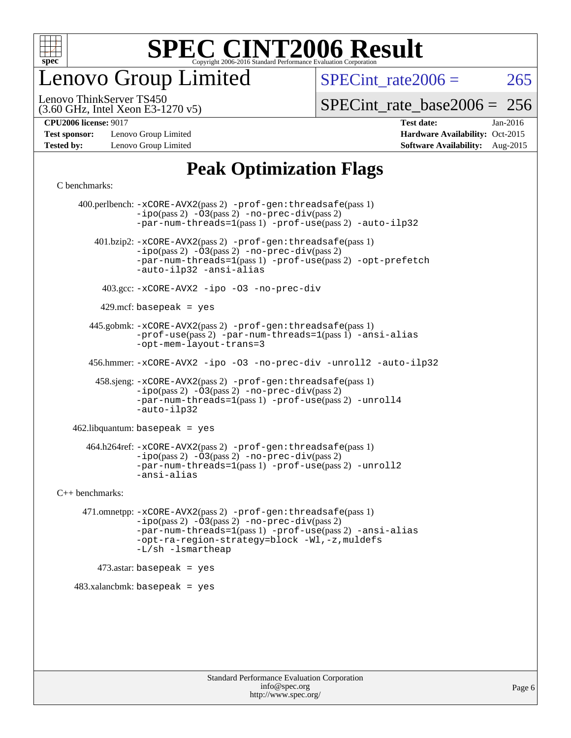# SPEC CINT2006 Result

Copyright 2006-2016 Standard Performance Evaluation Corporation

# Lenovo Group Limited

Lenovo ThinkServer TS450
(3.60 GHz, Intel Xeon E3-1270 v5)

SPECint_rate2006 = 265

SPECint_rate_base2006 = 256

**CPU2006 license:** 9017
**Test sponsor:** Lenovo Group Limited
**Tested by:** Lenovo Group Limited

**Test date:** Jan-2016
**Hardware Availability:** Oct-2015
**Software Availability:** Aug-2015

## Peak Optimization Flags

C benchmarks:

400.perlbench: `-xCORE-AVX2`(pass 2) `-prof-gen:threadsafe`(pass 1) `-ipo`(pass 2) `-O3`(pass 2) `-no-prec-div`(pass 2) `-par-num-threads=1`(pass 1) `-prof-use`(pass 2) `-auto-ilp32`

401.bzip2: `-xCORE-AVX2`(pass 2) `-prof-gen:threadsafe`(pass 1) `-ipo`(pass 2) `-O3`(pass 2) `-no-prec-div`(pass 2) `-par-num-threads=1`(pass 1) `-prof-use`(pass 2) `-opt-prefetch` `-auto-ilp32` `-ansi-alias`

403.gcc: `-xCORE-AVX2 -ipo -O3 -no-prec-div`

429.mcf: `basepeak = yes`

445.gobmk: `-xCORE-AVX2`(pass 2) `-prof-gen:threadsafe`(pass 1) `-prof-use`(pass 2) `-par-num-threads=1`(pass 1) `-ansi-alias` `-opt-mem-layout-trans=3`

456.hmmer: `-xCORE-AVX2 -ipo -O3 -no-prec-div -unroll2 -auto-ilp32`

458.sjeng: `-xCORE-AVX2`(pass 2) `-prof-gen:threadsafe`(pass 1) `-ipo`(pass 2) `-O3`(pass 2) `-no-prec-div`(pass 2) `-par-num-threads=1`(pass 1) `-prof-use`(pass 2) `-unroll4` `-auto-ilp32`

462.libquantum: `basepeak = yes`

464.h264ref: `-xCORE-AVX2`(pass 2) `-prof-gen:threadsafe`(pass 1) `-ipo`(pass 2) `-O3`(pass 2) `-no-prec-div`(pass 2) `-par-num-threads=1`(pass 1) `-prof-use`(pass 2) `-unroll2` `-ansi-alias`

C++ benchmarks:

471.omnetpp: `-xCORE-AVX2`(pass 2) `-prof-gen:threadsafe`(pass 1) `-ipo`(pass 2) `-O3`(pass 2) `-no-prec-div`(pass 2) `-par-num-threads=1`(pass 1) `-prof-use`(pass 2) `-ansi-alias` `-opt-ra-region-strategy=block` `-Wl,-z,muldefs` `-L/sh -lsmartheap`

473.astar: `basepeak = yes`

483.xalancbmk: `basepeak = yes`

Standard Performance Evaluation Corporation
info@spec.org
http://www.spec.org/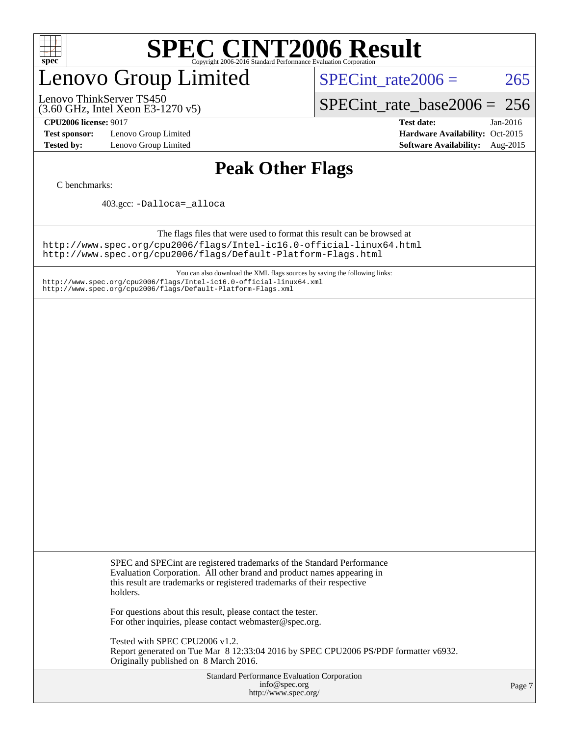# SPEC CINT2006 Result

Copyright 2006-2016 Standard Performance Evaluation Corporation

# Lenovo Group Limited

Lenovo ThinkServer TS450
(3.60 GHz, Intel Xeon E3-1270 v5)

SPECint_rate2006 = 265

SPECint_rate_base2006 = 256

**CPU2006 license:** 9017
**Test sponsor:** Lenovo Group Limited
**Tested by:** Lenovo Group Limited

**Test date:** Jan-2016
**Hardware Availability:** Oct-2015
**Software Availability:** Aug-2015

## Peak Other Flags

C benchmarks:

403.gcc: -Dalloca=_alloca

The flags files that were used to format this result can be browsed at
http://www.spec.org/cpu2006/flags/Intel-ic16.0-official-linux64.html
http://www.spec.org/cpu2006/flags/Default-Platform-Flags.html

You can also download the XML flags sources by saving the following links:
http://www.spec.org/cpu2006/flags/Intel-ic16.0-official-linux64.xml
http://www.spec.org/cpu2006/flags/Default-Platform-Flags.xml

SPEC and SPECint are registered trademarks of the Standard Performance Evaluation Corporation. All other brand and product names appearing in this result are trademarks or registered trademarks of their respective holders.

For questions about this result, please contact the tester.
For other inquiries, please contact webmaster@spec.org.

Tested with SPEC CPU2006 v1.2.
Report generated on Tue Mar 8 12:33:04 2016 by SPEC CPU2006 PS/PDF formatter v6932.
Originally published on 8 March 2016.

Standard Performance Evaluation Corporation
info@spec.org
http://www.spec.org/